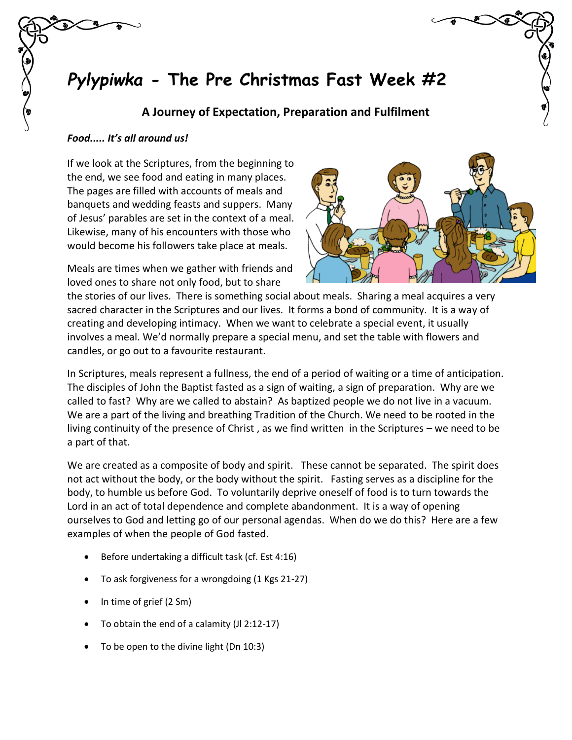# *Pylypiwka* - The Pre Christmas Fast Week #2

## A Journey of Expectation, Preparation and Fulfilment

***Food..... It's all around us!***

If we look at the Scriptures, from the beginning to the end, we see food and eating in many places. The pages are filled with accounts of meals and banquets and wedding feasts and suppers. Many of Jesus' parables are set in the context of a meal. Likewise, many of his encounters with those who would become his followers take place at meals.

Meals are times when we gather with friends and loved ones to share not only food, but to share the stories of our lives. There is something social about meals. Sharing a meal acquires a very sacred character in the Scriptures and our lives. It forms a bond of community. It is a way of creating and developing intimacy. When we want to celebrate a special event, it usually involves a meal. We'd normally prepare a special menu, and set the table with flowers and candles, or go out to a favourite restaurant.

In Scriptures, meals represent a fullness, the end of a period of waiting or a time of anticipation. The disciples of John the Baptist fasted as a sign of waiting, a sign of preparation. Why are we called to fast? Why are we called to abstain? As baptized people we do not live in a vacuum. We are a part of the living and breathing Tradition of the Church. We need to be rooted in the living continuity of the presence of Christ , as we find written in the Scriptures – we need to be a part of that.

We are created as a composite of body and spirit. These cannot be separated. The spirit does not act without the body, or the body without the spirit. Fasting serves as a discipline for the body, to humble us before God. To voluntarily deprive oneself of food is to turn towards the Lord in an act of total dependence and complete abandonment. It is a way of opening ourselves to God and letting go of our personal agendas. When do we do this? Here are a few examples of when the people of God fasted.

- Before undertaking a difficult task (cf. Est 4:16)
- To ask forgiveness for a wrongdoing (1 Kgs 21-27)
- In time of grief (2 Sm)
- To obtain the end of a calamity (Jl 2:12-17)
- To be open to the divine light (Dn 10:3)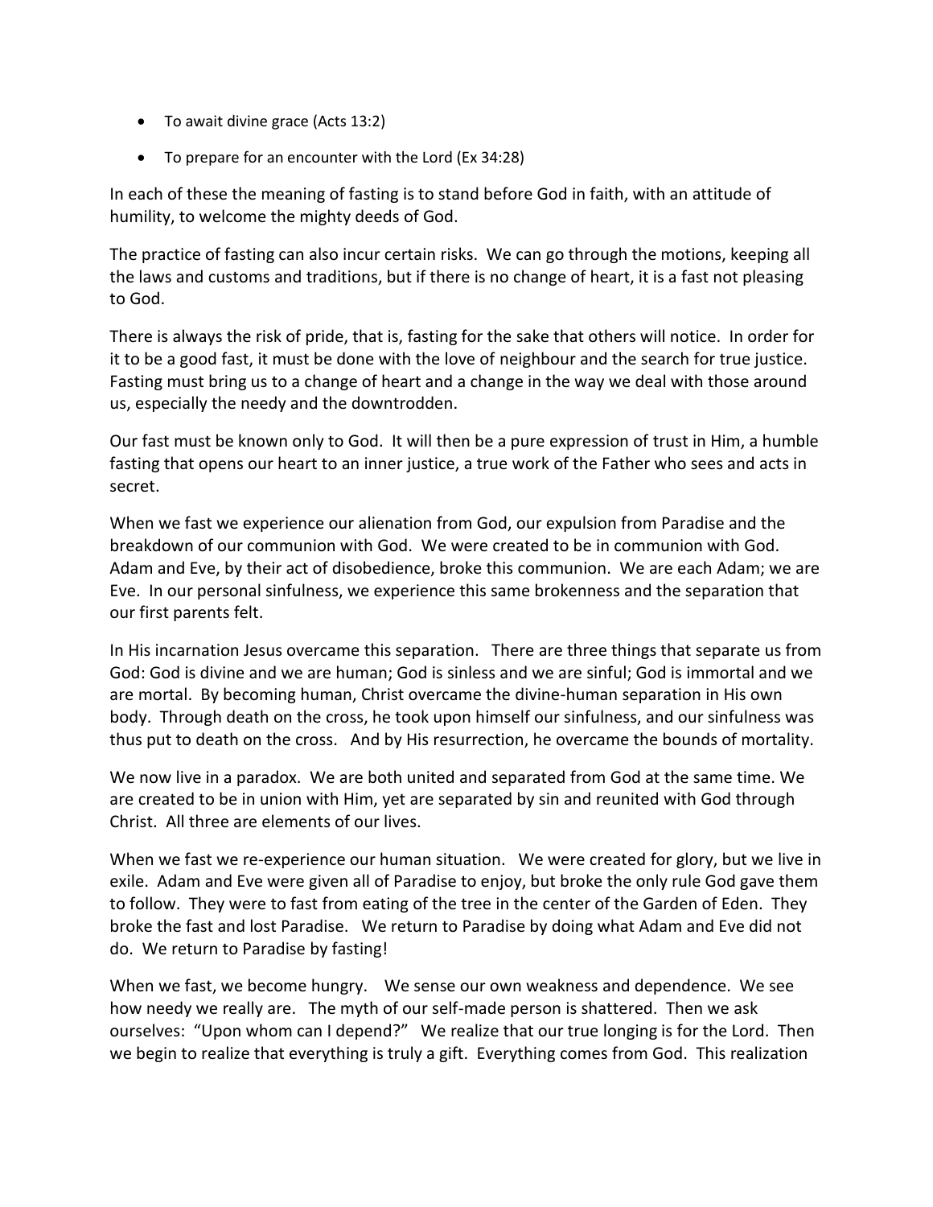- To await divine grace (Acts 13:2)
- To prepare for an encounter with the Lord (Ex 34:28)

In each of these the meaning of fasting is to stand before God in faith, with an attitude of humility, to welcome the mighty deeds of God.

The practice of fasting can also incur certain risks. We can go through the motions, keeping all the laws and customs and traditions, but if there is no change of heart, it is a fast not pleasing to God.

There is always the risk of pride, that is, fasting for the sake that others will notice. In order for it to be a good fast, it must be done with the love of neighbour and the search for true justice. Fasting must bring us to a change of heart and a change in the way we deal with those around us, especially the needy and the downtrodden.

Our fast must be known only to God. It will then be a pure expression of trust in Him, a humble fasting that opens our heart to an inner justice, a true work of the Father who sees and acts in secret.

When we fast we experience our alienation from God, our expulsion from Paradise and the breakdown of our communion with God. We were created to be in communion with God. Adam and Eve, by their act of disobedience, broke this communion. We are each Adam; we are Eve. In our personal sinfulness, we experience this same brokenness and the separation that our first parents felt.

In His incarnation Jesus overcame this separation. There are three things that separate us from God: God is divine and we are human; God is sinless and we are sinful; God is immortal and we are mortal. By becoming human, Christ overcame the divine-human separation in His own body. Through death on the cross, he took upon himself our sinfulness, and our sinfulness was thus put to death on the cross. And by His resurrection, he overcame the bounds of mortality.

We now live in a paradox. We are both united and separated from God at the same time. We are created to be in union with Him, yet are separated by sin and reunited with God through Christ. All three are elements of our lives.

When we fast we re-experience our human situation. We were created for glory, but we live in exile. Adam and Eve were given all of Paradise to enjoy, but broke the only rule God gave them to follow. They were to fast from eating of the tree in the center of the Garden of Eden. They broke the fast and lost Paradise. We return to Paradise by doing what Adam and Eve did not do. We return to Paradise by fasting!

When we fast, we become hungry. We sense our own weakness and dependence. We see how needy we really are. The myth of our self-made person is shattered. Then we ask ourselves: "Upon whom can I depend?" We realize that our true longing is for the Lord. Then we begin to realize that everything is truly a gift. Everything comes from God. This realization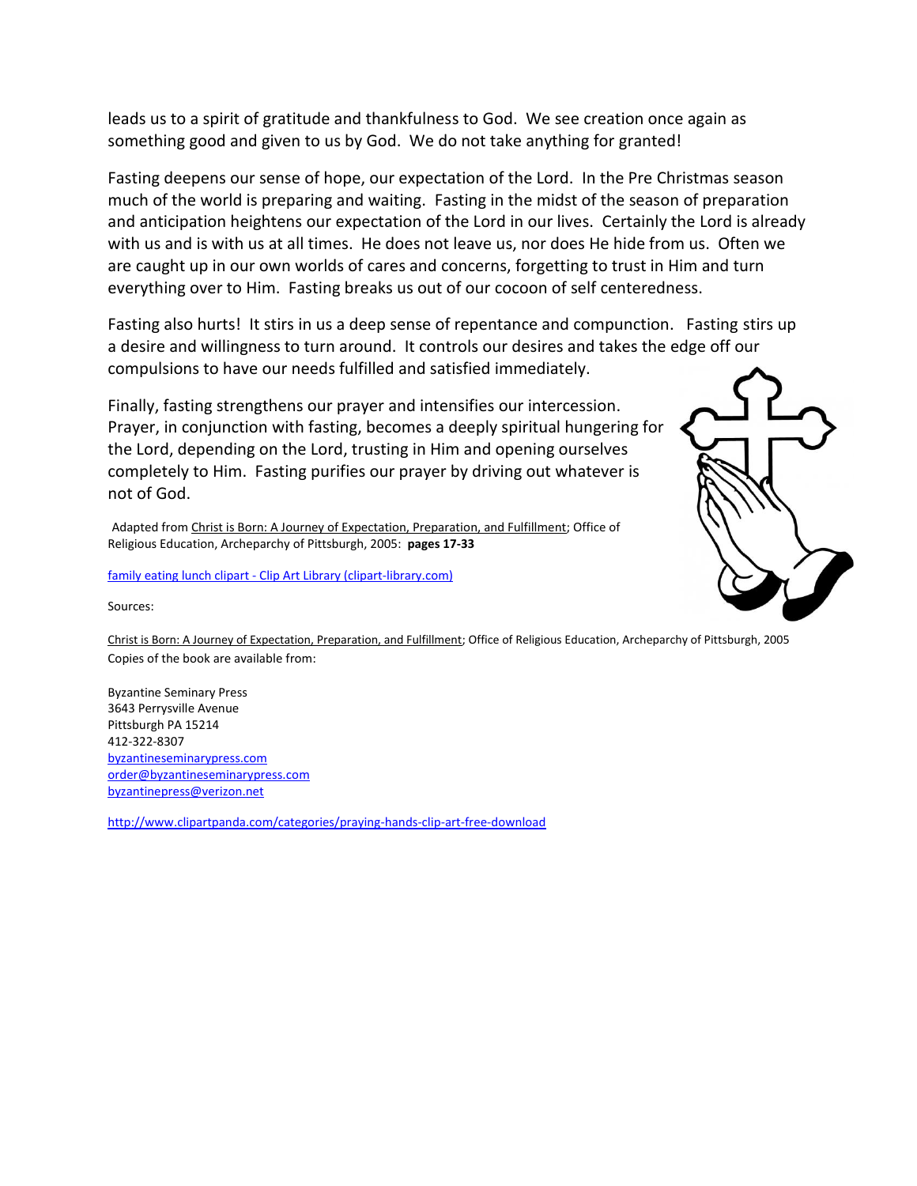leads us to a spirit of gratitude and thankfulness to God. We see creation once again as something good and given to us by God. We do not take anything for granted!

Fasting deepens our sense of hope, our expectation of the Lord. In the Pre Christmas season much of the world is preparing and waiting. Fasting in the midst of the season of preparation and anticipation heightens our expectation of the Lord in our lives. Certainly the Lord is already with us and is with us at all times. He does not leave us, nor does He hide from us. Often we are caught up in our own worlds of cares and concerns, forgetting to trust in Him and turn everything over to Him. Fasting breaks us out of our cocoon of self centeredness.

Fasting also hurts! It stirs in us a deep sense of repentance and compunction. Fasting stirs up a desire and willingness to turn around. It controls our desires and takes the edge off our compulsions to have our needs fulfilled and satisfied immediately.

Finally, fasting strengthens our prayer and intensifies our intercession. Prayer, in conjunction with fasting, becomes a deeply spiritual hungering for the Lord, depending on the Lord, trusting in Him and opening ourselves completely to Him. Fasting purifies our prayer by driving out whatever is not of God.

Adapted from Christ is Born: A Journey of Expectation, Preparation, and Fulfillment; Office of Religious Education, Archeparchy of Pittsburgh, 2005: **pages 17-33**

family eating lunch clipart - Clip Art Library (clipart-library.com)

Sources:

Christ is Born: A Journey of Expectation, Preparation, and Fulfillment; Office of Religious Education, Archeparchy of Pittsburgh, 2005
Copies of the book are available from:

Byzantine Seminary Press
3643 Perrysville Avenue
Pittsburgh PA 15214
412-322-8307
byzantineseminarypress.com
order@byzantineseminarypress.com
byzantinepress@verizon.net

http://www.clipartpanda.com/categories/praying-hands-clip-art-free-download